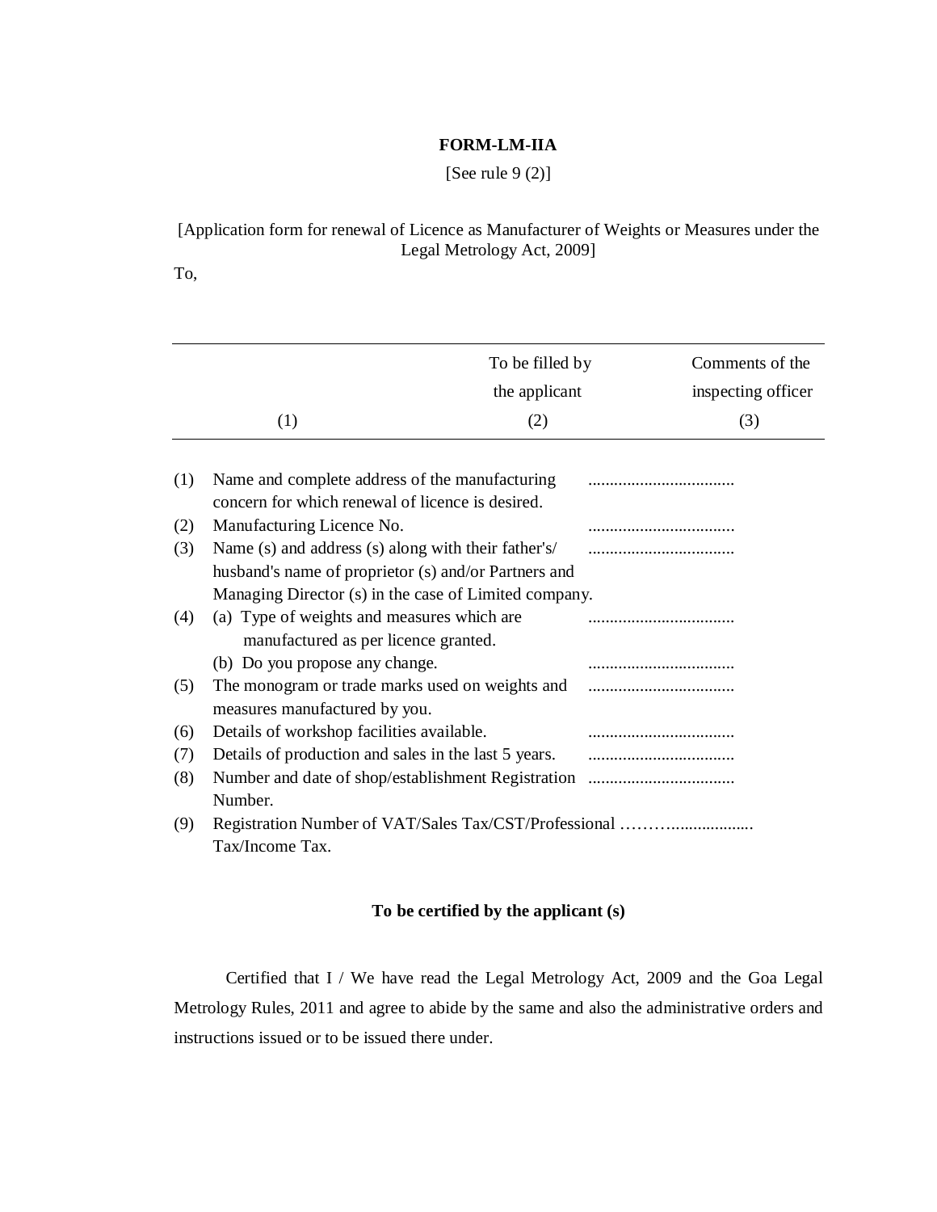**FORM-LM-IIA**

[See rule 9 (2)]

[Application form for renewal of Licence as Manufacturer of Weights or Measures under the Legal Metrology Act, 2009]

To,

| | | To be filled by the applicant | Comments of the inspecting officer |
|---|---|---|---|
| | (1) | (2) | (3) |
| (1) | Name and complete address of the manufacturing concern for which renewal of licence is desired. | .................................. | |
| (2) | Manufacturing Licence No. | .................................. | |
| (3) | Name (s) and address (s) along with their father's/ husband's name of proprietor (s) and/or Partners and Managing Director (s) in the case of Limited company. | .................................. | |
| (4) | (a) Type of weights and measures which are manufactured as per licence granted. | .................................. | |
| | (b) Do you propose any change. | .................................. | |
| (5) | The monogram or trade marks used on weights and measures manufactured by you. | .................................. | |
| (6) | Details of workshop facilities available. | .................................. | |
| (7) | Details of production and sales in the last 5 years. | .................................. | |
| (8) | Number and date of shop/establishment Registration Number. | .................................. | |
| (9) | Registration Number of VAT/Sales Tax/CST/Professional Tax/Income Tax. | ………................... | |

**To be certified by the applicant (s)**

Certified that I / We have read the Legal Metrology Act, 2009 and the Goa Legal Metrology Rules, 2011 and agree to abide by the same and also the administrative orders and instructions issued or to be issued there under.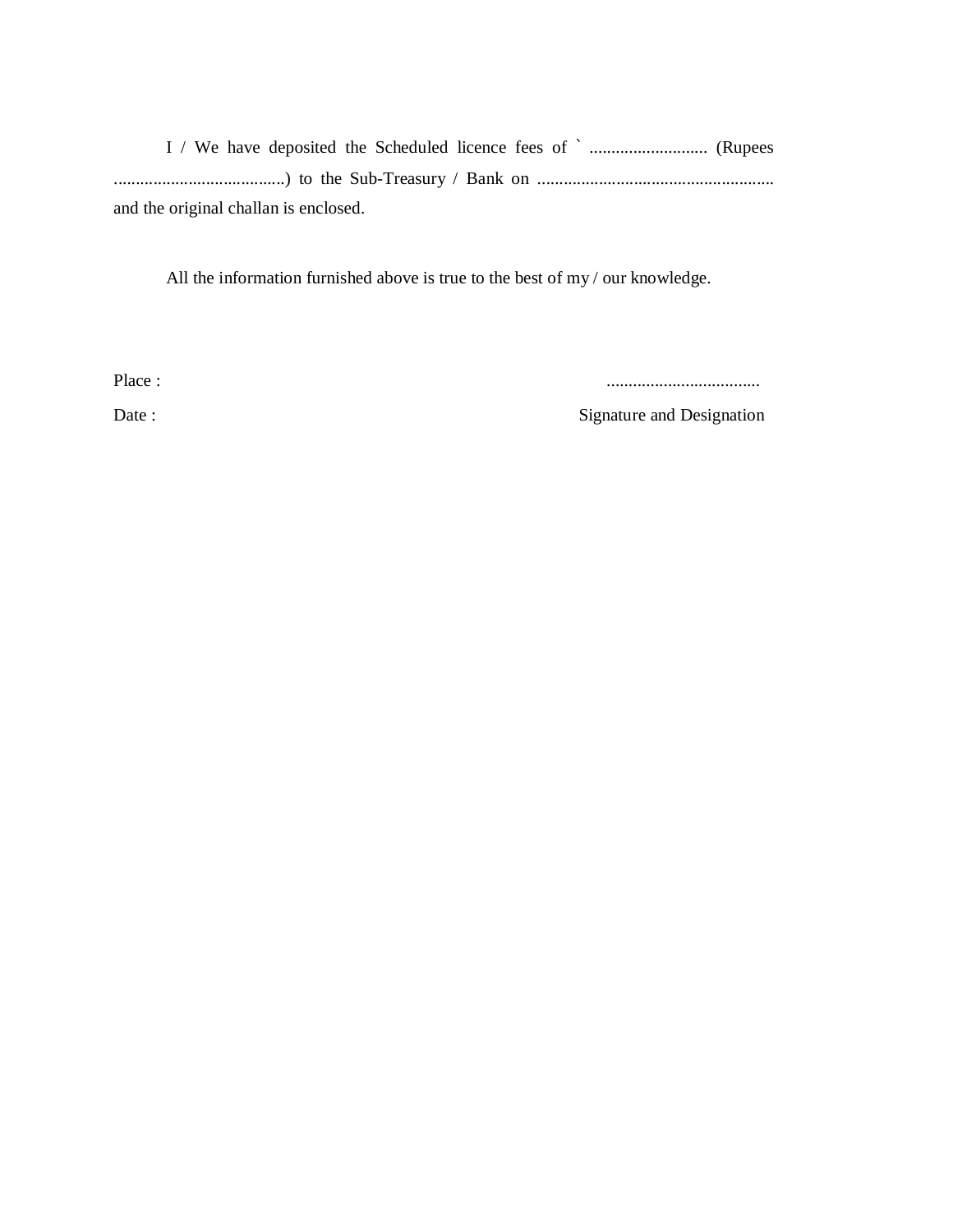I / We have deposited the Scheduled licence fees of ` ........................... (Rupees .......................................) to the Sub-Treasury / Bank on ...................................................... and the original challan is enclosed.

All the information furnished above is true to the best of my / our knowledge.

Place :

Date :

...................................

Signature and Designation